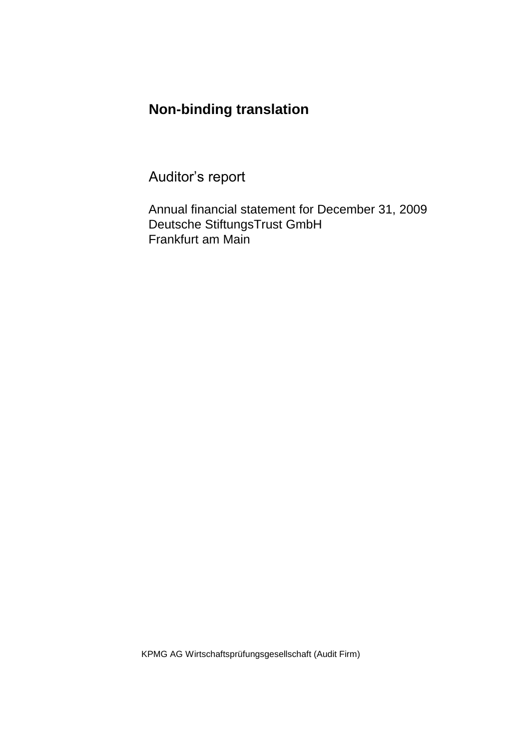**Non-binding translation**

# Auditor’s report

Annual financial statement for December 31, 2009
Deutsche StiftungsTrust GmbH
Frankfurt am Main

KPMG AG Wirtschaftsprüfungsgesellschaft (Audit Firm)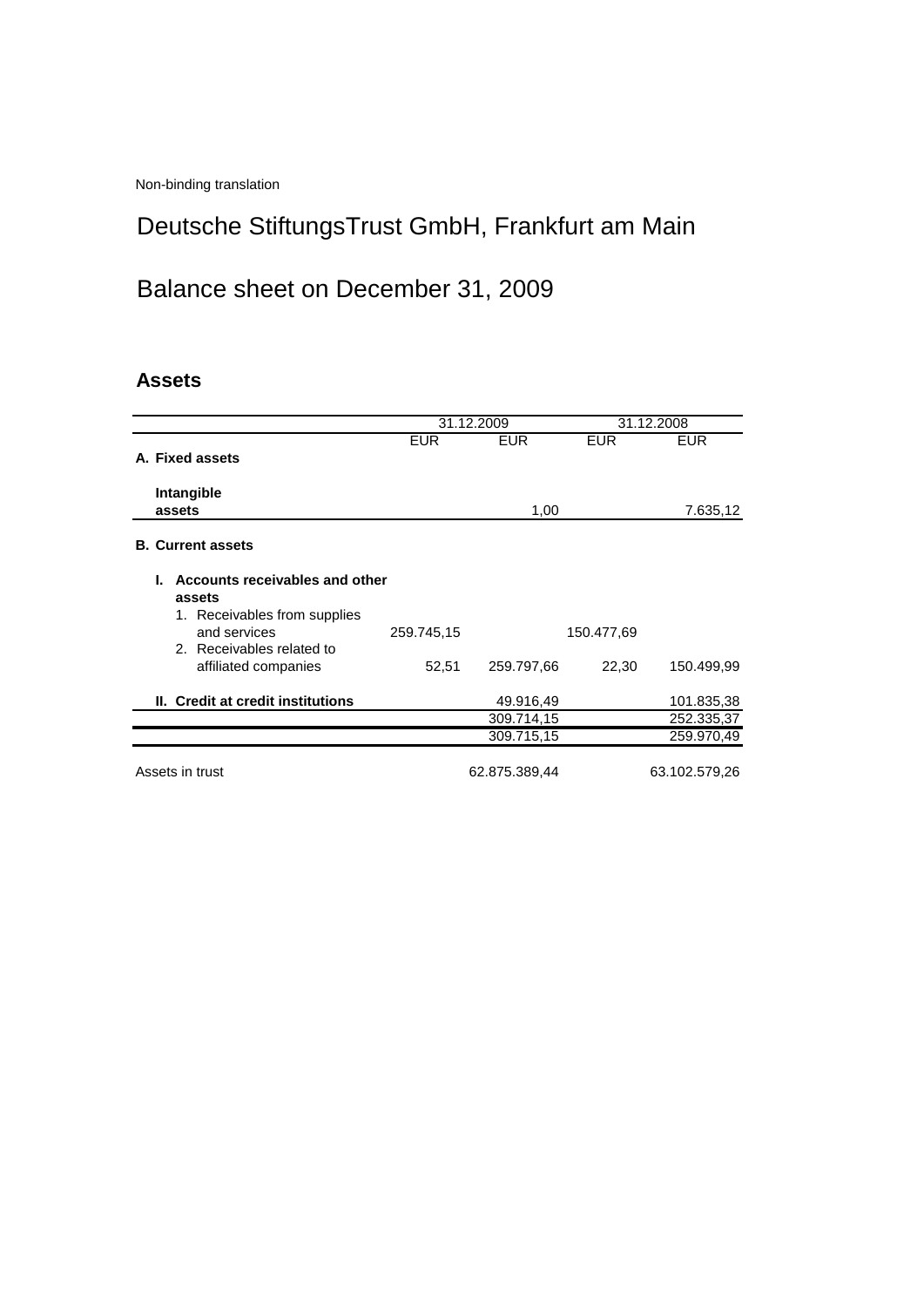Non-binding translation

# Deutsche StiftungsTrust GmbH, Frankfurt am Main

# Balance sheet on December 31, 2009

## Assets

| | 31.12.2009 | | 31.12.2008 | |
|---|---|---|---|---|
| | EUR | EUR | EUR | EUR |
| **A. Fixed assets** | | | | |
| **Intangible assets** | | 1,00 | | 7.635,12 |
| **B. Current assets** | | | | |
| **I. Accounts receivables and other assets** | | | | |
| 1. Receivables from supplies and services | 259.745,15 | | 150.477,69 | |
| 2. Receivables related to affiliated companies | 52,51 | 259.797,66 | 22,30 | 150.499,99 |
| **II. Credit at credit institutions** | | 49.916,49 | | 101.835,38 |
| | | 309.714,15 | | 252.335,37 |
| | | 309.715,15 | | 259.970,49 |
| Assets in trust | | 62.875.389,44 | | 63.102.579,26 |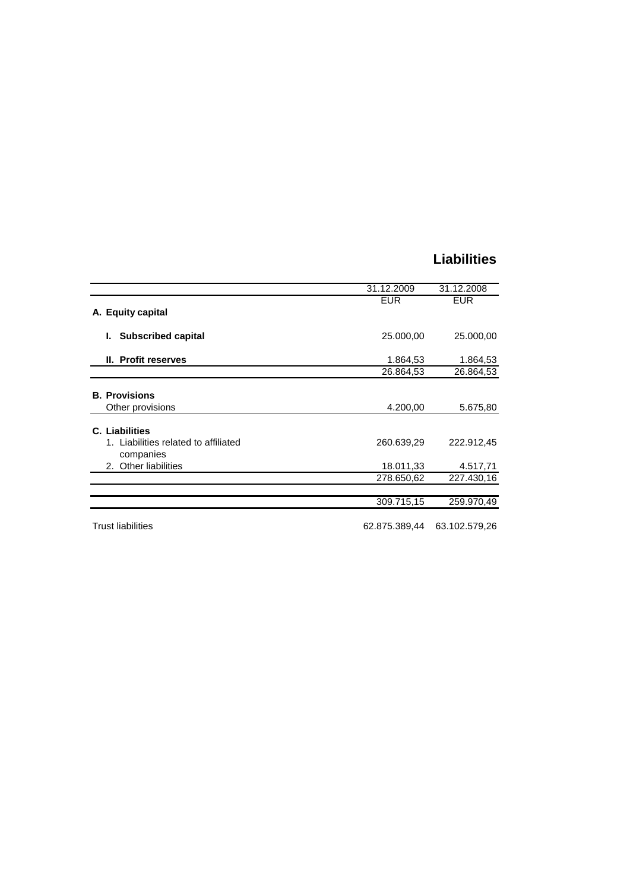## Liabilities

| | 31.12.2009 | 31.12.2008 |
|---|---|---|
| | EUR | EUR |
| **A. Equity capital** | | |
| **I. Subscribed capital** | 25.000,00 | 25.000,00 |
| **II. Profit reserves** | 1.864,53 | 1.864,53 |
| | 26.864,53 | 26.864,53 |
| **B. Provisions** | | |
| Other provisions | 4.200,00 | 5.675,80 |
| **C. Liabilities** | | |
| 1. Liabilities related to affiliated companies | 260.639,29 | 222.912,45 |
| 2. Other liabilities | 18.011,33 | 4.517,71 |
| | 278.650,62 | 227.430,16 |
| | 309.715,15 | 259.970,49 |
| Trust liabilities | 62.875.389,44 | 63.102.579,26 |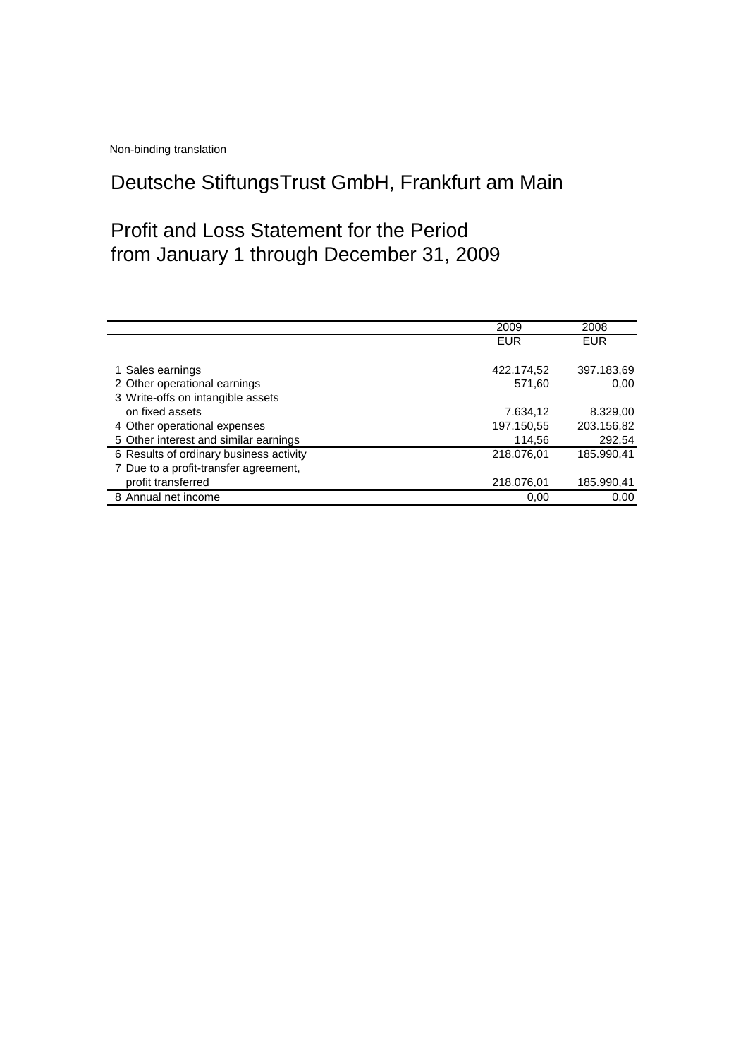Non-binding translation

# Deutsche StiftungsTrust GmbH, Frankfurt am Main

## Profit and Loss Statement for the Period from January 1 through December 31, 2009

| | 2009 | 2008 |
|---|---|---|
| | EUR | EUR |
| 1 Sales earnings | 422.174,52 | 397.183,69 |
| 2 Other operational earnings | 571,60 | 0,00 |
| 3 Write-offs on intangible assets on fixed assets | 7.634,12 | 8.329,00 |
| 4 Other operational expenses | 197.150,55 | 203.156,82 |
| 5 Other interest and similar earnings | 114,56 | 292,54 |
| 6 Results of ordinary business activity | 218.076,01 | 185.990,41 |
| 7 Due to a profit-transfer agreement, profit transferred | 218.076,01 | 185.990,41 |
| 8 Annual net income | 0,00 | 0,00 |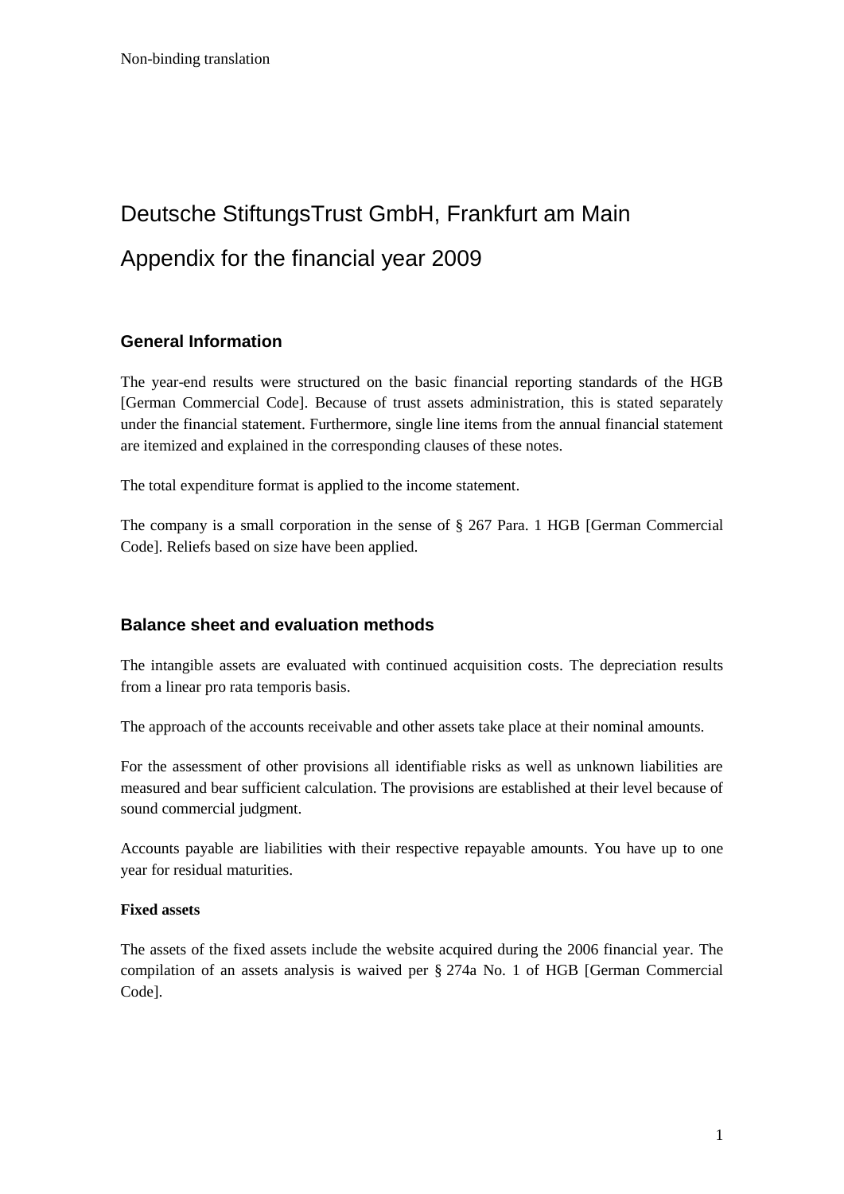Non-binding translation

# Deutsche StiftungsTrust GmbH, Frankfurt am Main

# Appendix for the financial year 2009

## General Information

The year-end results were structured on the basic financial reporting standards of the HGB [German Commercial Code]. Because of trust assets administration, this is stated separately under the financial statement. Furthermore, single line items from the annual financial statement are itemized and explained in the corresponding clauses of these notes.

The total expenditure format is applied to the income statement.

The company is a small corporation in the sense of § 267 Para. 1 HGB [German Commercial Code]. Reliefs based on size have been applied.

## Balance sheet and evaluation methods

The intangible assets are evaluated with continued acquisition costs. The depreciation results from a linear pro rata temporis basis.

The approach of the accounts receivable and other assets take place at their nominal amounts.

For the assessment of other provisions all identifiable risks as well as unknown liabilities are measured and bear sufficient calculation. The provisions are established at their level because of sound commercial judgment.

Accounts payable are liabilities with their respective repayable amounts. You have up to one year for residual maturities.

**Fixed assets**

The assets of the fixed assets include the website acquired during the 2006 financial year. The compilation of an assets analysis is waived per § 274a No. 1 of HGB [German Commercial Code].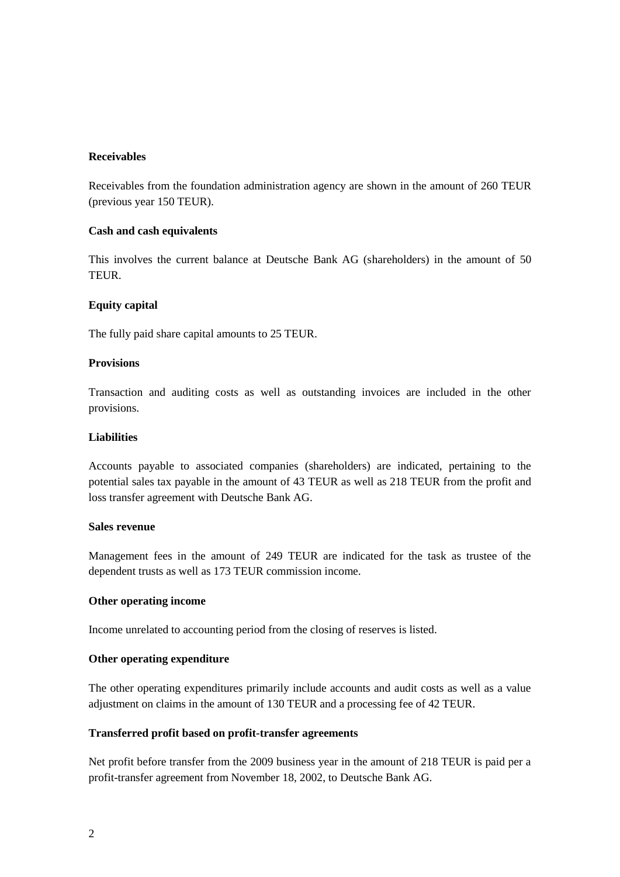**Receivables**

Receivables from the foundation administration agency are shown in the amount of 260 TEUR (previous year 150 TEUR).

**Cash and cash equivalents**

This involves the current balance at Deutsche Bank AG (shareholders) in the amount of 50 TEUR.

**Equity capital**

The fully paid share capital amounts to 25 TEUR.

**Provisions**

Transaction and auditing costs as well as outstanding invoices are included in the other provisions.

**Liabilities**

Accounts payable to associated companies (shareholders) are indicated, pertaining to the potential sales tax payable in the amount of 43 TEUR as well as 218 TEUR from the profit and loss transfer agreement with Deutsche Bank AG.

**Sales revenue**

Management fees in the amount of 249 TEUR are indicated for the task as trustee of the dependent trusts as well as 173 TEUR commission income.

**Other operating income**

Income unrelated to accounting period from the closing of reserves is listed.

**Other operating expenditure**

The other operating expenditures primarily include accounts and audit costs as well as a value adjustment on claims in the amount of 130 TEUR and a processing fee of 42 TEUR.

**Transferred profit based on profit-transfer agreements**

Net profit before transfer from the 2009 business year in the amount of 218 TEUR is paid per a profit-transfer agreement from November 18, 2002, to Deutsche Bank AG.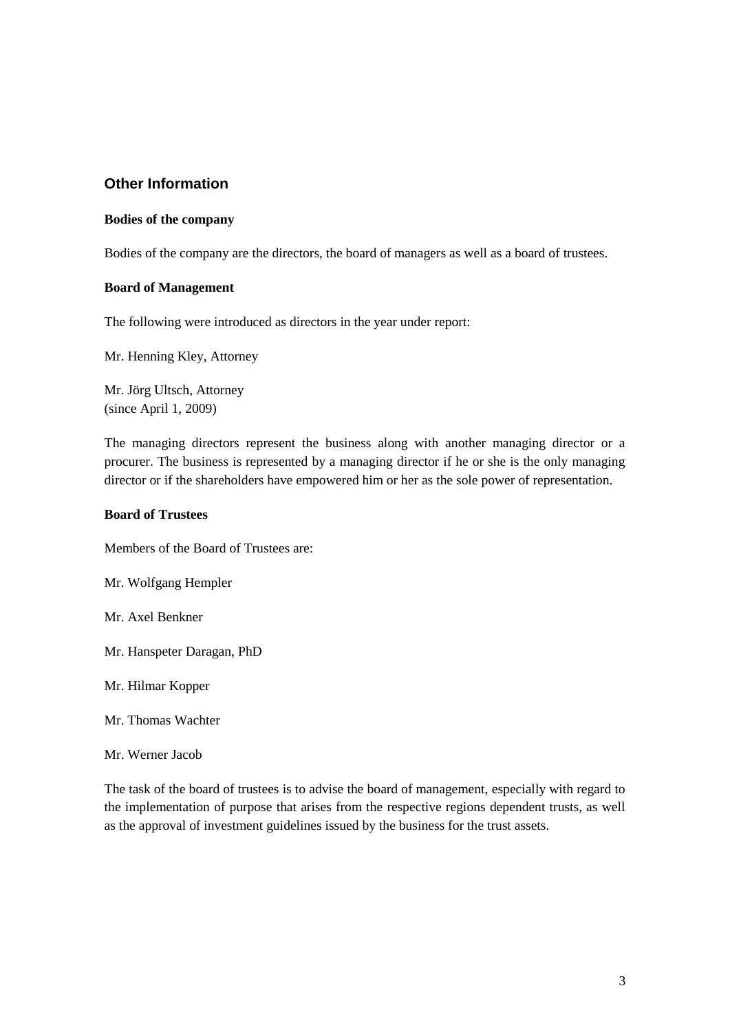## Other Information

**Bodies of the company**

Bodies of the company are the directors, the board of managers as well as a board of trustees.

**Board of Management**

The following were introduced as directors in the year under report:

Mr. Henning Kley, Attorney

Mr. Jörg Ultsch, Attorney  
(since April 1, 2009)

The managing directors represent the business along with another managing director or a procurer. The business is represented by a managing director if he or she is the only managing director or if the shareholders have empowered him or her as the sole power of representation.

**Board of Trustees**

Members of the Board of Trustees are:

Mr. Wolfgang Hempler

Mr. Axel Benkner

Mr. Hanspeter Daragan, PhD

Mr. Hilmar Kopper

Mr. Thomas Wachter

Mr. Werner Jacob

The task of the board of trustees is to advise the board of management, especially with regard to the implementation of purpose that arises from the respective regions dependent trusts, as well as the approval of investment guidelines issued by the business for the trust assets.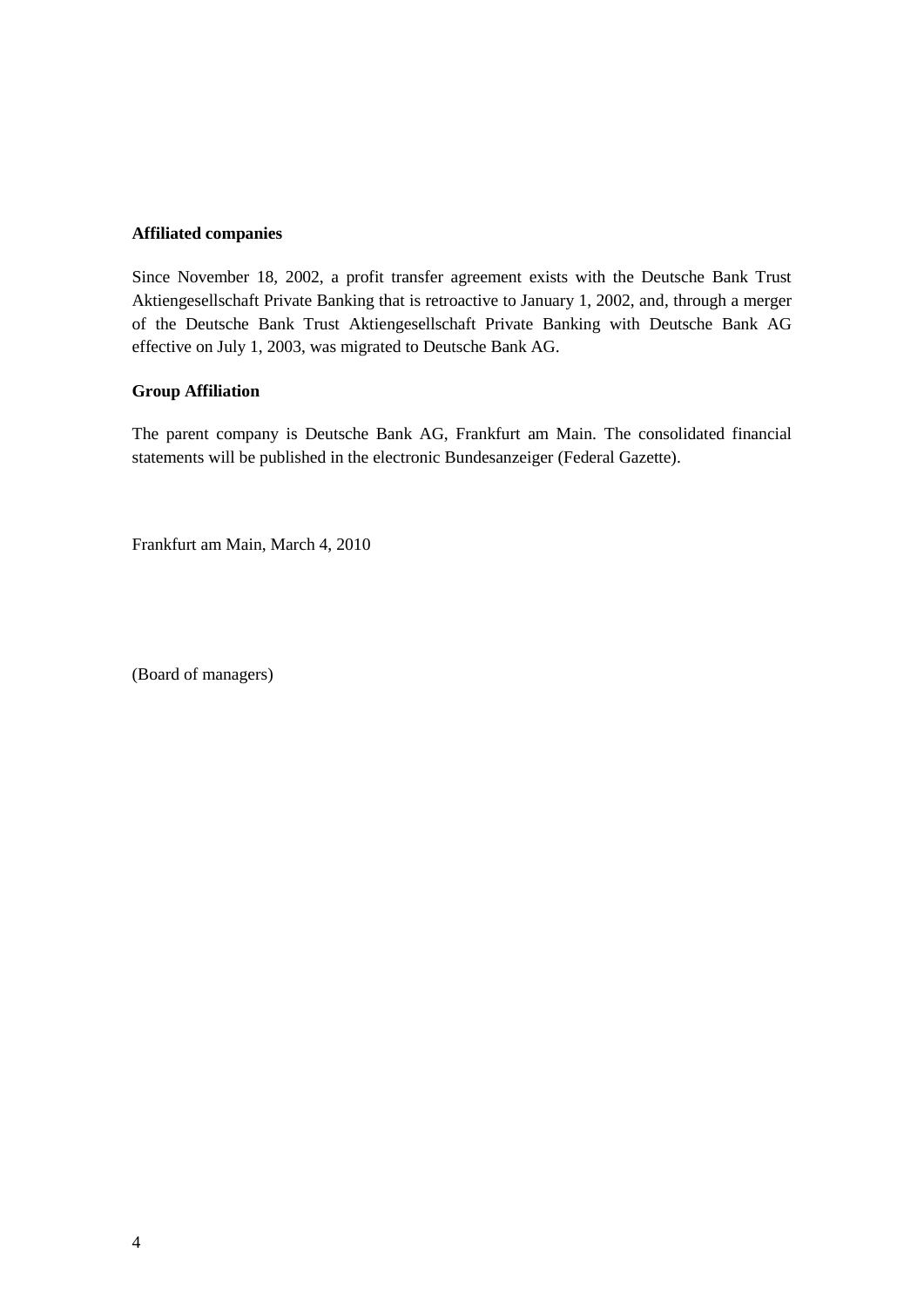**Affiliated companies**

Since November 18, 2002, a profit transfer agreement exists with the Deutsche Bank Trust Aktiengesellschaft Private Banking that is retroactive to January 1, 2002, and, through a merger of the Deutsche Bank Trust Aktiengesellschaft Private Banking with Deutsche Bank AG effective on July 1, 2003, was migrated to Deutsche Bank AG.

**Group Affiliation**

The parent company is Deutsche Bank AG, Frankfurt am Main. The consolidated financial statements will be published in the electronic Bundesanzeiger (Federal Gazette).

Frankfurt am Main, March 4, 2010

(Board of managers)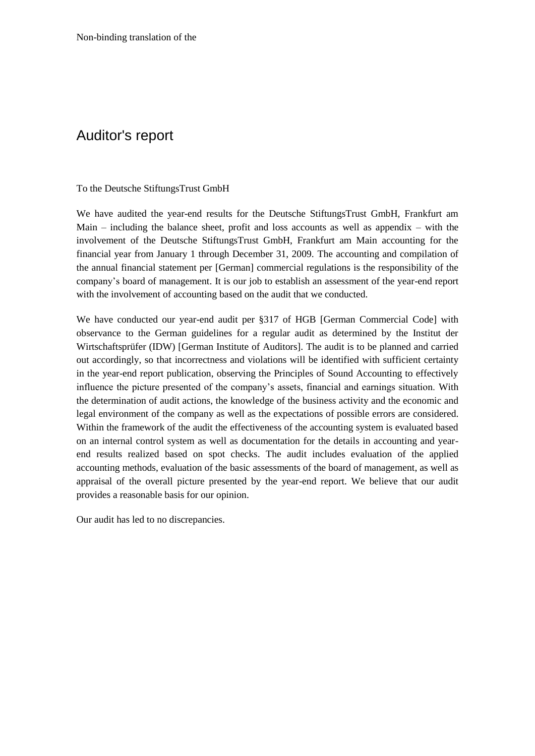Non-binding translation of the

# Auditor's report

To the Deutsche StiftungsTrust GmbH

We have audited the year-end results for the Deutsche StiftungsTrust GmbH, Frankfurt am Main – including the balance sheet, profit and loss accounts as well as appendix – with the involvement of the Deutsche StiftungsTrust GmbH, Frankfurt am Main accounting for the financial year from January 1 through December 31, 2009. The accounting and compilation of the annual financial statement per [German] commercial regulations is the responsibility of the company's board of management. It is our job to establish an assessment of the year-end report with the involvement of accounting based on the audit that we conducted.

We have conducted our year-end audit per §317 of HGB [German Commercial Code] with observance to the German guidelines for a regular audit as determined by the Institut der Wirtschaftsprüfer (IDW) [German Institute of Auditors]. The audit is to be planned and carried out accordingly, so that incorrectness and violations will be identified with sufficient certainty in the year-end report publication, observing the Principles of Sound Accounting to effectively influence the picture presented of the company's assets, financial and earnings situation. With the determination of audit actions, the knowledge of the business activity and the economic and legal environment of the company as well as the expectations of possible errors are considered. Within the framework of the audit the effectiveness of the accounting system is evaluated based on an internal control system as well as documentation for the details in accounting and year-end results realized based on spot checks. The audit includes evaluation of the applied accounting methods, evaluation of the basic assessments of the board of management, as well as appraisal of the overall picture presented by the year-end report. We believe that our audit provides a reasonable basis for our opinion.

Our audit has led to no discrepancies.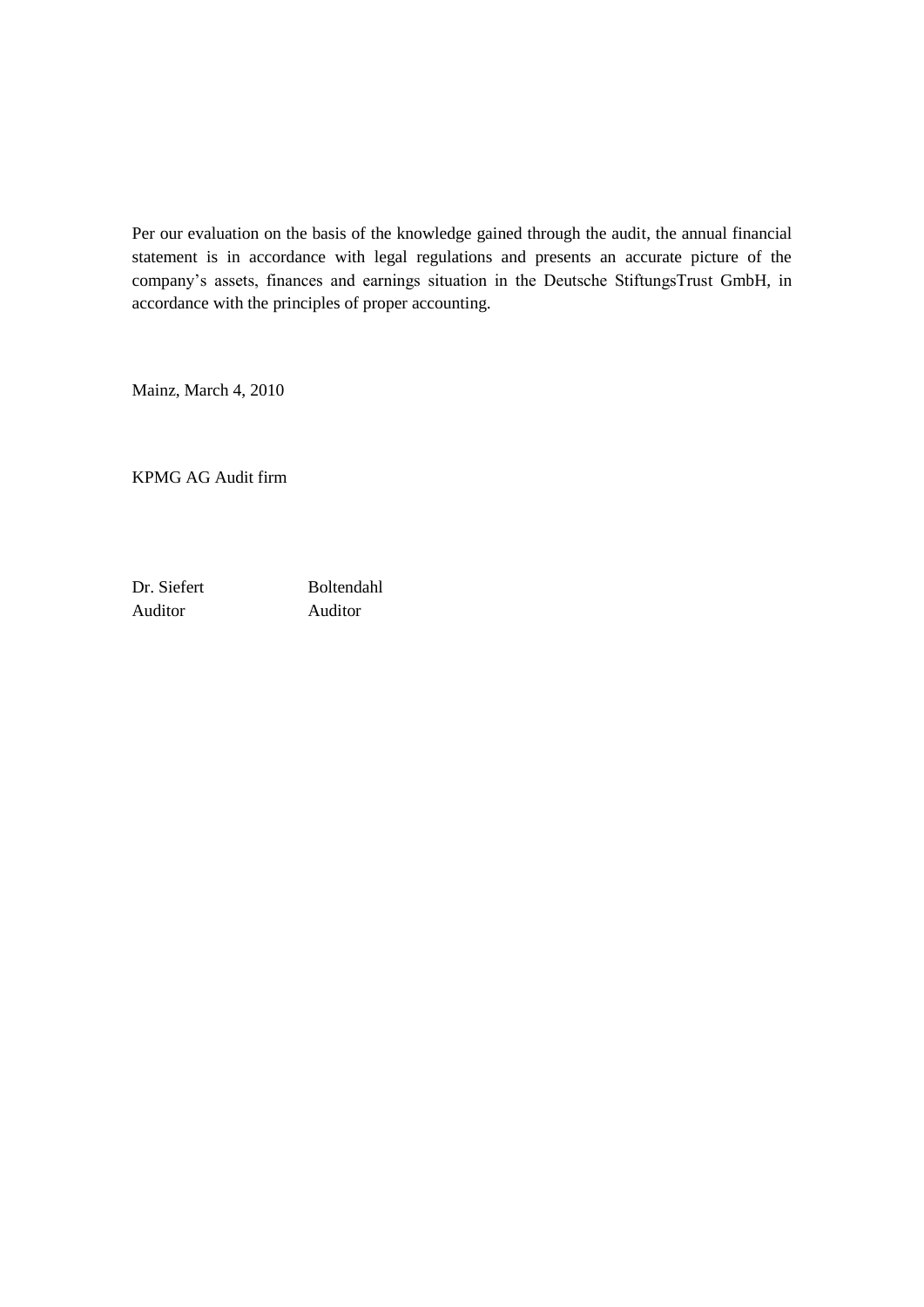Per our evaluation on the basis of the knowledge gained through the audit, the annual financial statement is in accordance with legal regulations and presents an accurate picture of the company's assets, finances and earnings situation in the Deutsche StiftungsTrust GmbH, in accordance with the principles of proper accounting.

Mainz, March 4, 2010

KPMG AG Audit firm

| | |
|---|---|
| Dr. Siefert | Boltendahl |
| Auditor | Auditor |